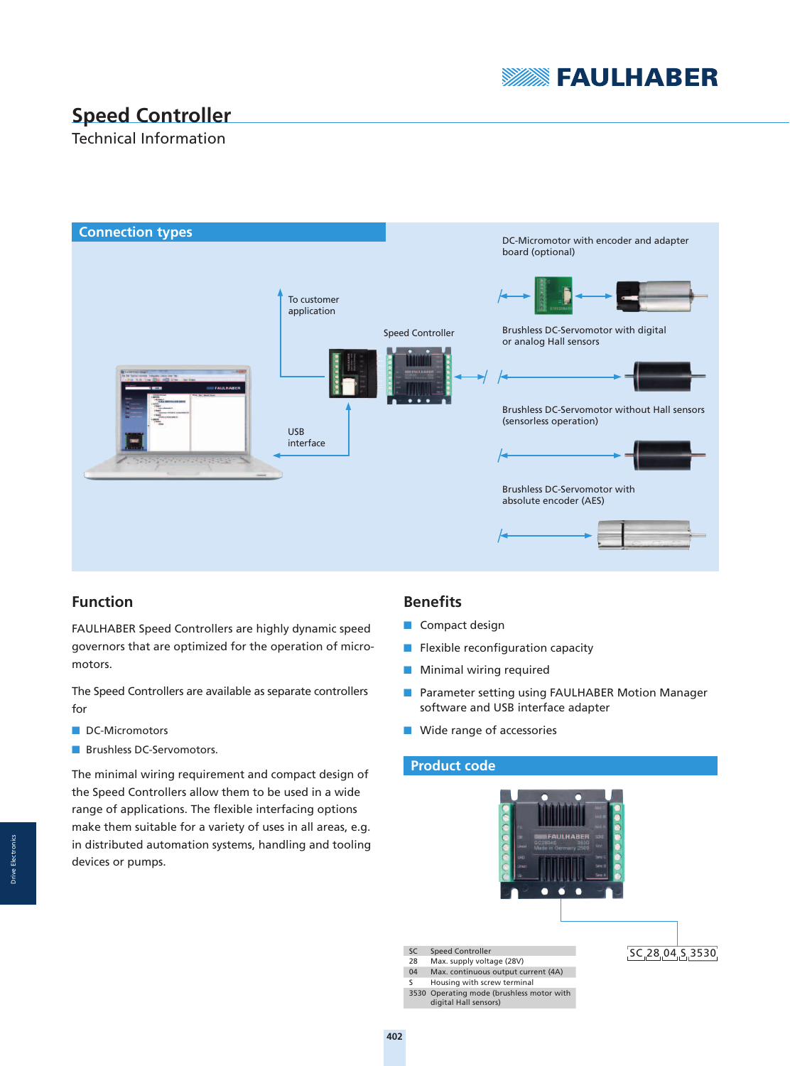# Speed Controller

Technical Information

## Connection types

DC-Micromotor with encoder and adapter board (optional)

To customer application

Speed Controller

Brushless DC-Servomotor with digital or analog Hall sensors

Brushless DC-Servomotor without Hall sensors (sensorless operation)

USB interface

Brushless DC-Servomotor with absolute encoder (AES)

## Function

FAULHABER Speed Controllers are highly dynamic speed governors that are optimized for the operation of micro-motors.

The Speed Controllers are available as separate controllers for

- DC-Micromotors
- Brushless DC-Servomotors.

The minimal wiring requirement and compact design of the Speed Controllers allow them to be used in a wide range of applications. The flexible interfacing options make them suitable for a variety of uses in all areas, e.g. in distributed automation systems, handling and tooling devices or pumps.

## Benefits

- Compact design
- Flexible reconfiguration capacity
- Minimal wiring required
- Parameter setting using FAULHABER Motion Manager software and USB interface adapter
- Wide range of accessories

## Product code

SC 28 04 S 3530

| | |
|---|---|
| SC | Speed Controller |
| 28 | Max. supply voltage (28V) |
| 04 | Max. continuous output current (4A) |
| S | Housing with screw terminal |
| 3530 | Operating mode (brushless motor with digital Hall sensors) |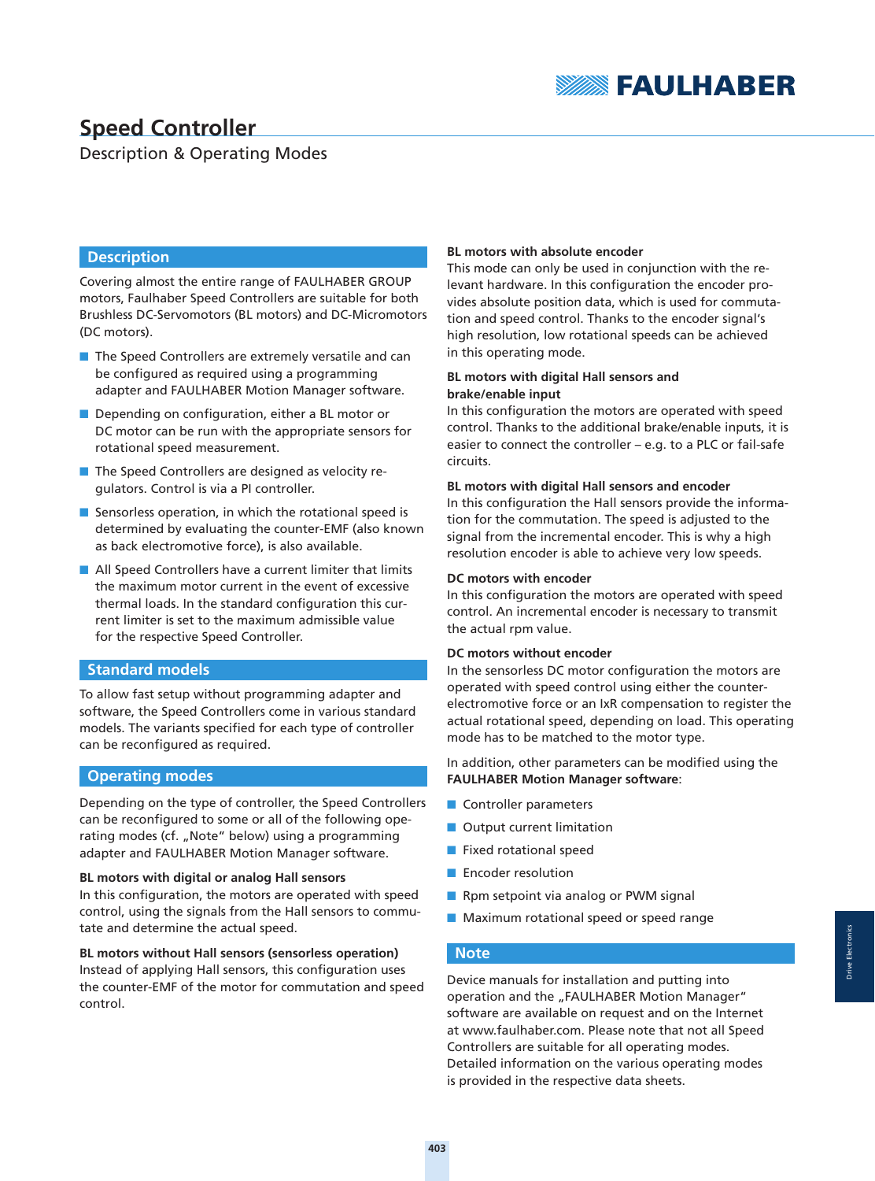# Speed Controller

Description & Operating Modes

## Description

Covering almost the entire range of FAULHABER GROUP motors, Faulhaber Speed Controllers are suitable for both Brushless DC-Servomotors (BL motors) and DC-Micromotors (DC motors).

- The Speed Controllers are extremely versatile and can be configured as required using a programming adapter and FAULHABER Motion Manager software.
- Depending on configuration, either a BL motor or DC motor can be run with the appropriate sensors for rotational speed measurement.
- The Speed Controllers are designed as velocity regulators. Control is via a PI controller.
- Sensorless operation, in which the rotational speed is determined by evaluating the counter-EMF (also known as back electromotive force), is also available.
- All Speed Controllers have a current limiter that limits the maximum motor current in the event of excessive thermal loads. In the standard configuration this current limiter is set to the maximum admissible value for the respective Speed Controller.

## Standard models

To allow fast setup without programming adapter and software, the Speed Controllers come in various standard models. The variants specified for each type of controller can be reconfigured as required.

## Operating modes

Depending on the type of controller, the Speed Controllers can be reconfigured to some or all of the following operating modes (cf. „Note“ below) using a programming adapter and FAULHABER Motion Manager software.

**BL motors with digital or analog Hall sensors**
In this configuration, the motors are operated with speed control, using the signals from the Hall sensors to commutate and determine the actual speed.

**BL motors without Hall sensors (sensorless operation)**
Instead of applying Hall sensors, this configuration uses the counter-EMF of the motor for commutation and speed control.

**BL motors with absolute encoder**
This mode can only be used in conjunction with the relevant hardware. In this configuration the encoder provides absolute position data, which is used for commutation and speed control. Thanks to the encoder signal's high resolution, low rotational speeds can be achieved in this operating mode.

**BL motors with digital Hall sensors and brake/enable input**
In this configuration the motors are operated with speed control. Thanks to the additional brake/enable inputs, it is easier to connect the controller – e.g. to a PLC or fail-safe circuits.

**BL motors with digital Hall sensors and encoder**
In this configuration the Hall sensors provide the information for the commutation. The speed is adjusted to the signal from the incremental encoder. This is why a high resolution encoder is able to achieve very low speeds.

**DC motors with encoder**
In this configuration the motors are operated with speed control. An incremental encoder is necessary to transmit the actual rpm value.

**DC motors without encoder**
In the sensorless DC motor configuration the motors are operated with speed control using either the counter-electromotive force or an IxR compensation to register the actual rotational speed, depending on load. This operating mode has to be matched to the motor type.

In addition, other parameters can be modified using the **FAULHABER Motion Manager software**:

- Controller parameters
- Output current limitation
- Fixed rotational speed
- Encoder resolution
- Rpm setpoint via analog or PWM signal
- Maximum rotational speed or speed range

## Note

Device manuals for installation and putting into operation and the „FAULHABER Motion Manager“ software are available on request and on the Internet at www.faulhaber.com. Please note that not all Speed Controllers are suitable for all operating modes. Detailed information on the various operating modes is provided in the respective data sheets.